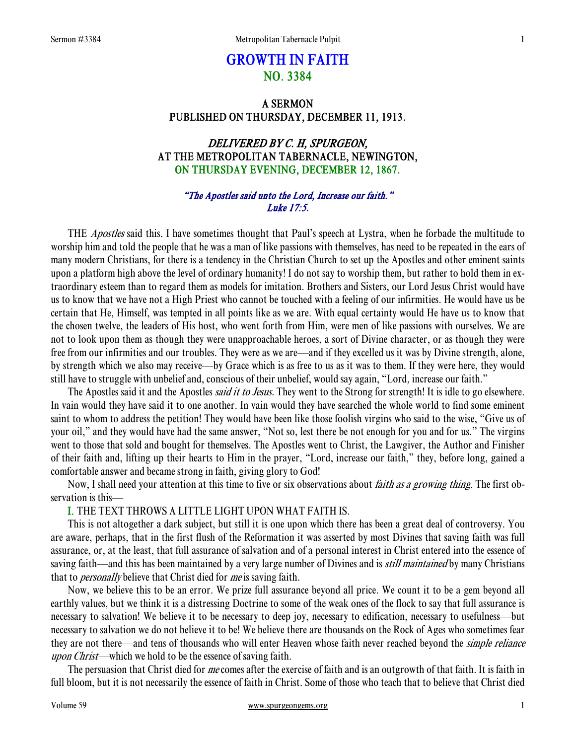# GROWTH IN FAITH
## NO. 3384

### A SERMON
### PUBLISHED ON THURSDAY, DECEMBER 11, 1913.

### *DELIVERED BY C. H, SPURGEON,*
### AT THE METROPOLITAN TABERNACLE, NEWINGTON,
### ON THURSDAY EVENING, DECEMBER 12, 1867.

*"The Apostles said unto the Lord, Increase our faith." Luke 17:5.*

THE *Apostles* said this. I have sometimes thought that Paul's speech at Lystra, when he forbade the multitude to worship him and told the people that he was a man of like passions with themselves, has need to be repeated in the ears of many modern Christians, for there is a tendency in the Christian Church to set up the Apostles and other eminent saints upon a platform high above the level of ordinary humanity! I do not say to worship them, but rather to hold them in extraordinary esteem than to regard them as models for imitation. Brothers and Sisters, our Lord Jesus Christ would have us to know that we have not a High Priest who cannot be touched with a feeling of our infirmities. He would have us be certain that He, Himself, was tempted in all points like as we are. With equal certainty would He have us to know that the chosen twelve, the leaders of His host, who went forth from Him, were men of like passions with ourselves. We are not to look upon them as though they were unapproachable heroes, a sort of Divine character, or as though they were free from our infirmities and our troubles. They were as we are—and if they excelled us it was by Divine strength, alone, by strength which we also may receive—by Grace which is as free to us as it was to them. If they were here, they would still have to struggle with unbelief and, conscious of their unbelief, would say again, "Lord, increase our faith."

The Apostles said it and the Apostles *said it to Jesus.* They went to the Strong for strength! It is idle to go elsewhere. In vain would they have said it to one another. In vain would they have searched the whole world to find some eminent saint to whom to address the petition! They would have been like those foolish virgins who said to the wise, "Give us of your oil," and they would have had the same answer, "Not so, lest there be not enough for you and for us." The virgins went to those that sold and bought for themselves. The Apostles went to Christ, the Lawgiver, the Author and Finisher of their faith and, lifting up their hearts to Him in the prayer, "Lord, increase our faith," they, before long, gained a comfortable answer and became strong in faith, giving glory to God!

Now, I shall need your attention at this time to five or six observations about *faith as a growing thing.* The first observation is this—

**I.** THE TEXT THROWS A LITTLE LIGHT UPON WHAT FAITH IS.

This is not altogether a dark subject, but still it is one upon which there has been a great deal of controversy. You are aware, perhaps, that in the first flush of the Reformation it was asserted by most Divines that saving faith was full assurance, or, at the least, that full assurance of salvation and of a personal interest in Christ entered into the essence of saving faith—and this has been maintained by a very large number of Divines and is *still maintained* by many Christians that to *personally* believe that Christ died for *me* is saving faith.

Now, we believe this to be an error. We prize full assurance beyond all price. We count it to be a gem beyond all earthly values, but we think it is a distressing Doctrine to some of the weak ones of the flock to say that full assurance is necessary to salvation! We believe it to be necessary to deep joy, necessary to edification, necessary to usefulness—but necessary to salvation we do not believe it to be! We believe there are thousands on the Rock of Ages who sometimes fear they are not there—and tens of thousands who will enter Heaven whose faith never reached beyond the *simple reliance upon Christ*—which we hold to be the essence of saving faith.

The persuasion that Christ died for *me* comes after the exercise of faith and is an outgrowth of that faith. It is faith in full bloom, but it is not necessarily the essence of faith in Christ. Some of those who teach that to believe that Christ died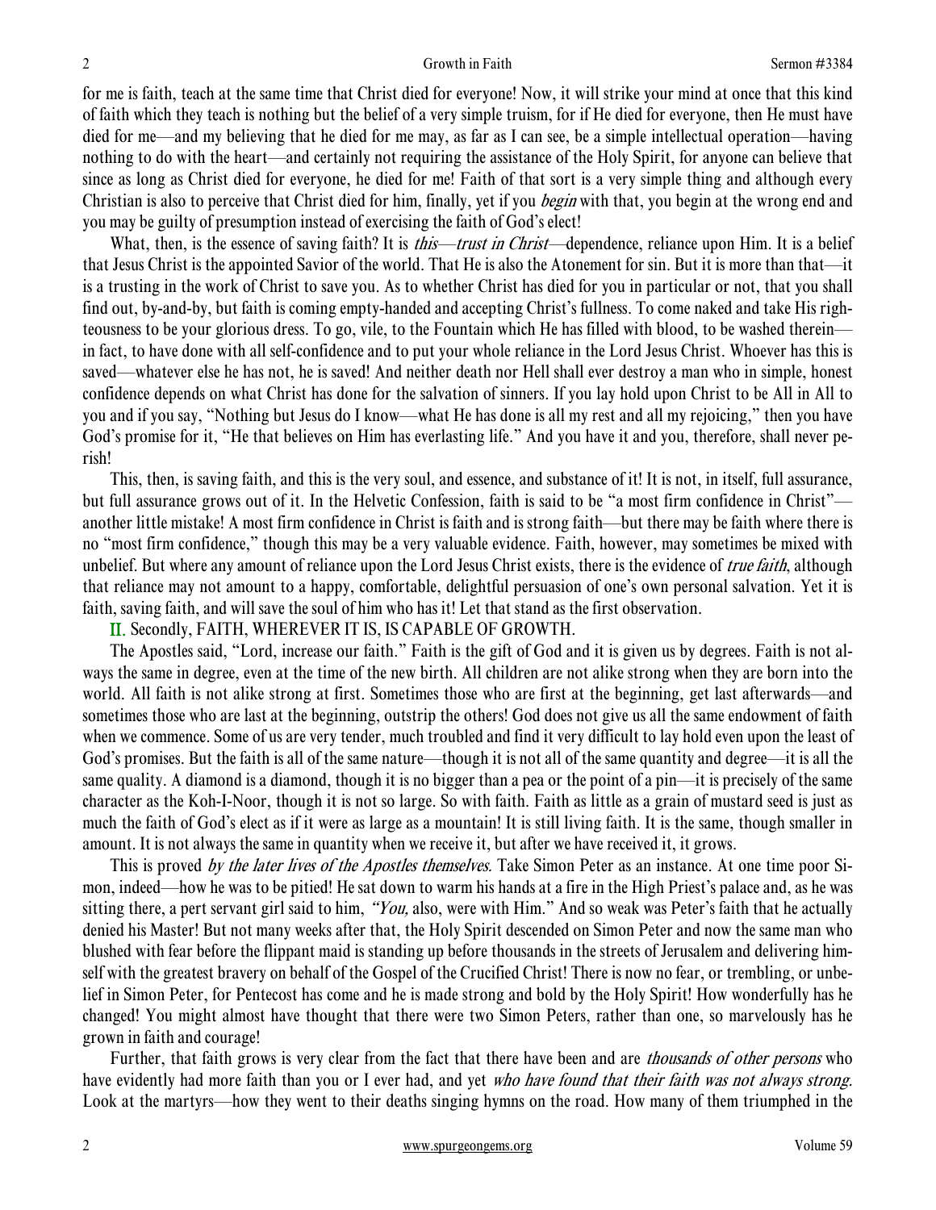for me is faith, teach at the same time that Christ died for everyone! Now, it will strike your mind at once that this kind of faith which they teach is nothing but the belief of a very simple truism, for if He died for everyone, then He must have died for me—and my believing that he died for me may, as far as I can see, be a simple intellectual operation—having nothing to do with the heart—and certainly not requiring the assistance of the Holy Spirit, for anyone can believe that since as long as Christ died for everyone, he died for me! Faith of that sort is a very simple thing and although every Christian is also to perceive that Christ died for him, finally, yet if you *begin* with that, you begin at the wrong end and you may be guilty of presumption instead of exercising the faith of God's elect!

What, then, is the essence of saving faith? It is *this*—*trust in Christ*—dependence, reliance upon Him. It is a belief that Jesus Christ is the appointed Savior of the world. That He is also the Atonement for sin. But it is more than that—it is a trusting in the work of Christ to save you. As to whether Christ has died for you in particular or not, that you shall find out, by-and-by, but faith is coming empty-handed and accepting Christ's fullness. To come naked and take His righteousness to be your glorious dress. To go, vile, to the Fountain which He has filled with blood, to be washed therein—in fact, to have done with all self-confidence and to put your whole reliance in the Lord Jesus Christ. Whoever has this is saved—whatever else he has not, he is saved! And neither death nor Hell shall ever destroy a man who in simple, honest confidence depends on what Christ has done for the salvation of sinners. If you lay hold upon Christ to be All in All to you and if you say, "Nothing but Jesus do I know—what He has done is all my rest and all my rejoicing," then you have God's promise for it, "He that believes on Him has everlasting life." And you have it and you, therefore, shall never perish!

This, then, is saving faith, and this is the very soul, and essence, and substance of it! It is not, in itself, full assurance, but full assurance grows out of it. In the Helvetic Confession, faith is said to be "a most firm confidence in Christ"—another little mistake! A most firm confidence in Christ is faith and is strong faith—but there may be faith where there is no "most firm confidence," though this may be a very valuable evidence. Faith, however, may sometimes be mixed with unbelief. But where any amount of reliance upon the Lord Jesus Christ exists, there is the evidence of *true faith*, although that reliance may not amount to a happy, comfortable, delightful persuasion of one's own personal salvation. Yet it is faith, saving faith, and will save the soul of him who has it! Let that stand as the first observation.

II. Secondly, FAITH, WHEREVER IT IS, IS CAPABLE OF GROWTH.

The Apostles said, "Lord, increase our faith." Faith is the gift of God and it is given us by degrees. Faith is not always the same in degree, even at the time of the new birth. All children are not alike strong when they are born into the world. All faith is not alike strong at first. Sometimes those who are first at the beginning, get last afterwards—and sometimes those who are last at the beginning, outstrip the others! God does not give us all the same endowment of faith when we commence. Some of us are very tender, much troubled and find it very difficult to lay hold even upon the least of God's promises. But the faith is all of the same nature—though it is not all of the same quantity and degree—it is all the same quality. A diamond is a diamond, though it is no bigger than a pea or the point of a pin—it is precisely of the same character as the Koh-I-Noor, though it is not so large. So with faith. Faith as little as a grain of mustard seed is just as much the faith of God's elect as if it were as large as a mountain! It is still living faith. It is the same, though smaller in amount. It is not always the same in quantity when we receive it, but after we have received it, it grows.

This is proved *by the later lives of the Apostles themselves.* Take Simon Peter as an instance. At one time poor Simon, indeed—how he was to be pitied! He sat down to warm his hands at a fire in the High Priest's palace and, as he was sitting there, a pert servant girl said to him, *"You,* also, were with Him." And so weak was Peter's faith that he actually denied his Master! But not many weeks after that, the Holy Spirit descended on Simon Peter and now the same man who blushed with fear before the flippant maid is standing up before thousands in the streets of Jerusalem and delivering himself with the greatest bravery on behalf of the Gospel of the Crucified Christ! There is now no fear, or trembling, or unbelief in Simon Peter, for Pentecost has come and he is made strong and bold by the Holy Spirit! How wonderfully has he changed! You might almost have thought that there were two Simon Peters, rather than one, so marvelously has he grown in faith and courage!

Further, that faith grows is very clear from the fact that there have been and are *thousands of other persons* who have evidently had more faith than you or I ever had, and yet *who have found that their faith was not always strong.* Look at the martyrs—how they went to their deaths singing hymns on the road. How many of them triumphed in the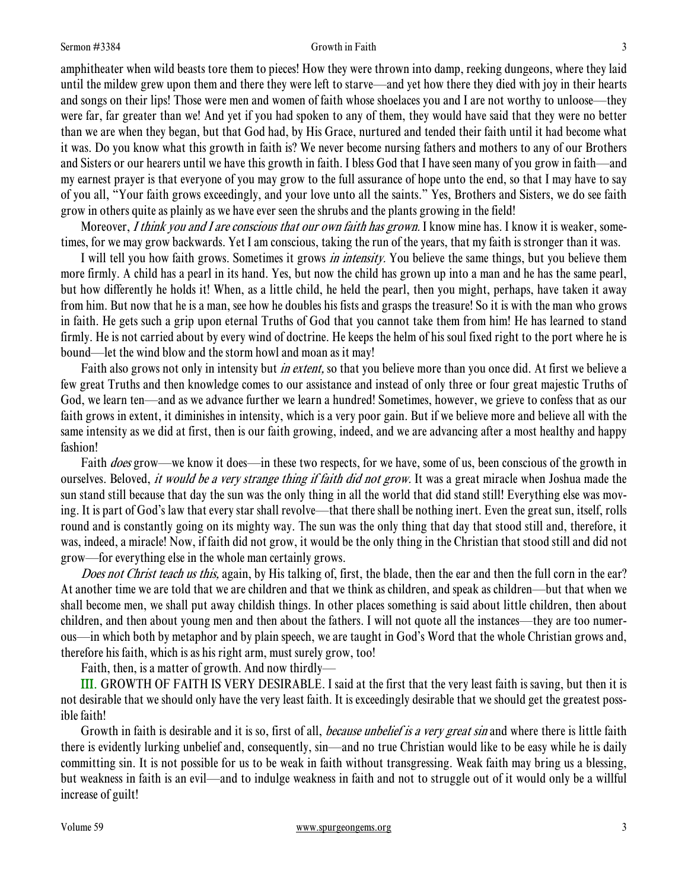amphitheater when wild beasts tore them to pieces! How they were thrown into damp, reeking dungeons, where they laid until the mildew grew upon them and there they were left to starve—and yet how there they died with joy in their hearts and songs on their lips! Those were men and women of faith whose shoelaces you and I are not worthy to unloose—they were far, far greater than we! And yet if you had spoken to any of them, they would have said that they were no better than we are when they began, but that God had, by His Grace, nurtured and tended their faith until it had become what it was. Do you know what this growth in faith is? We never become nursing fathers and mothers to any of our Brothers and Sisters or our hearers until we have this growth in faith. I bless God that I have seen many of you grow in faith—and my earnest prayer is that everyone of you may grow to the full assurance of hope unto the end, so that I may have to say of you all, "Your faith grows exceedingly, and your love unto all the saints." Yes, Brothers and Sisters, we do see faith grow in others quite as plainly as we have ever seen the shrubs and the plants growing in the field!

Moreover, *I think you and I are conscious that our own faith has grown.* I know mine has. I know it is weaker, sometimes, for we may grow backwards. Yet I am conscious, taking the run of the years, that my faith is stronger than it was.

I will tell you how faith grows. Sometimes it grows *in intensity.* You believe the same things, but you believe them more firmly. A child has a pearl in its hand. Yes, but now the child has grown up into a man and he has the same pearl, but how differently he holds it! When, as a little child, he held the pearl, then you might, perhaps, have taken it away from him. But now that he is a man, see how he doubles his fists and grasps the treasure! So it is with the man who grows in faith. He gets such a grip upon eternal Truths of God that you cannot take them from him! He has learned to stand firmly. He is not carried about by every wind of doctrine. He keeps the helm of his soul fixed right to the port where he is bound—let the wind blow and the storm howl and moan as it may!

Faith also grows not only in intensity but *in extent,* so that you believe more than you once did. At first we believe a few great Truths and then knowledge comes to our assistance and instead of only three or four great majestic Truths of God, we learn ten—and as we advance further we learn a hundred! Sometimes, however, we grieve to confess that as our faith grows in extent, it diminishes in intensity, which is a very poor gain. But if we believe more and believe all with the same intensity as we did at first, then is our faith growing, indeed, and we are advancing after a most healthy and happy fashion!

Faith *does* grow—we know it does—in these two respects, for we have, some of us, been conscious of the growth in ourselves. Beloved, *it would be a very strange thing if faith did not grow.* It was a great miracle when Joshua made the sun stand still because that day the sun was the only thing in all the world that did stand still! Everything else was moving. It is part of God's law that every star shall revolve—that there shall be nothing inert. Even the great sun, itself, rolls round and is constantly going on its mighty way. The sun was the only thing that day that stood still and, therefore, it was, indeed, a miracle! Now, if faith did not grow, it would be the only thing in the Christian that stood still and did not grow—for everything else in the whole man certainly grows.

*Does not Christ teach us this,* again, by His talking of, first, the blade, then the ear and then the full corn in the ear? At another time we are told that we are children and that we think as children, and speak as children—but that when we shall become men, we shall put away childish things. In other places something is said about little children, then about children, and then about young men and then about the fathers. I will not quote all the instances—they are too numerous—in which both by metaphor and by plain speech, we are taught in God's Word that the whole Christian grows and, therefore his faith, which is as his right arm, must surely grow, too!

Faith, then, is a matter of growth. And now thirdly—

## III. GROWTH OF FAITH IS VERY DESIRABLE.

I said at the first that the very least faith is saving, but then it is not desirable that we should only have the very least faith. It is exceedingly desirable that we should get the greatest possible faith!

Growth in faith is desirable and it is so, first of all, *because unbelief is a very great sin* and where there is little faith there is evidently lurking unbelief and, consequently, sin—and no true Christian would like to be easy while he is daily committing sin. It is not possible for us to be weak in faith without transgressing. Weak faith may bring us a blessing, but weakness in faith is an evil—and to indulge weakness in faith and not to struggle out of it would only be a willful increase of guilt!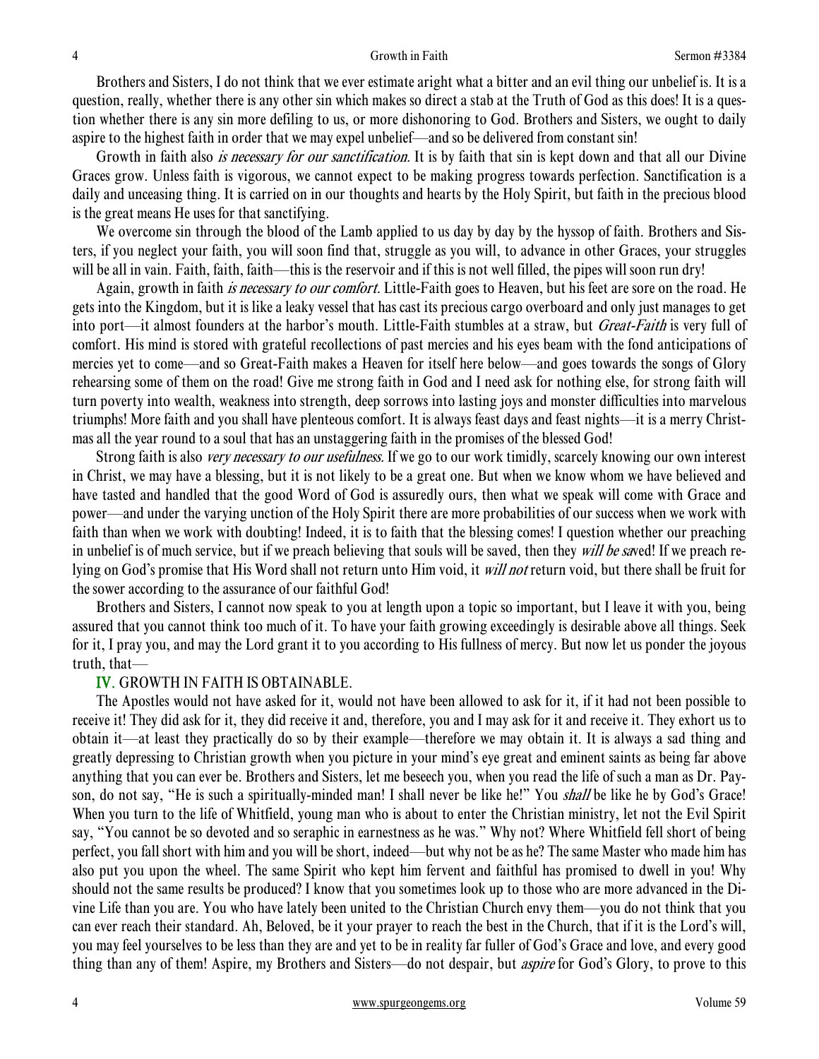Brothers and Sisters, I do not think that we ever estimate aright what a bitter and an evil thing our unbelief is. It is a question, really, whether there is any other sin which makes so direct a stab at the Truth of God as this does! It is a question whether there is any sin more defiling to us, or more dishonoring to God. Brothers and Sisters, we ought to daily aspire to the highest faith in order that we may expel unbelief—and so be delivered from constant sin!

Growth in faith also *is necessary for our sanctification.* It is by faith that sin is kept down and that all our Divine Graces grow. Unless faith is vigorous, we cannot expect to be making progress towards perfection. Sanctification is a daily and unceasing thing. It is carried on in our thoughts and hearts by the Holy Spirit, but faith in the precious blood is the great means He uses for that sanctifying.

We overcome sin through the blood of the Lamb applied to us day by day by the hyssop of faith. Brothers and Sisters, if you neglect your faith, you will soon find that, struggle as you will, to advance in other Graces, your struggles will be all in vain. Faith, faith, faith—this is the reservoir and if this is not well filled, the pipes will soon run dry!

Again, growth in faith *is necessary to our comfort.* Little-Faith goes to Heaven, but his feet are sore on the road. He gets into the Kingdom, but it is like a leaky vessel that has cast its precious cargo overboard and only just manages to get into port—it almost founders at the harbor's mouth. Little-Faith stumbles at a straw, but *Great-Faith* is very full of comfort. His mind is stored with grateful recollections of past mercies and his eyes beam with the fond anticipations of mercies yet to come—and so Great-Faith makes a Heaven for itself here below—and goes towards the songs of Glory rehearsing some of them on the road! Give me strong faith in God and I need ask for nothing else, for strong faith will turn poverty into wealth, weakness into strength, deep sorrows into lasting joys and monster difficulties into marvelous triumphs! More faith and you shall have plenteous comfort. It is always feast days and feast nights—it is a merry Christmas all the year round to a soul that has an unstaggering faith in the promises of the blessed God!

Strong faith is also *very necessary to our usefulness.* If we go to our work timidly, scarcely knowing our own interest in Christ, we may have a blessing, but it is not likely to be a great one. But when we know whom we have believed and have tasted and handled that the good Word of God is assuredly ours, then what we speak will come with Grace and power—and under the varying unction of the Holy Spirit there are more probabilities of our success when we work with faith than when we work with doubting! Indeed, it is to faith that the blessing comes! I question whether our preaching in unbelief is of much service, but if we preach believing that souls will be saved, then they *will be sa*ved! If we preach relying on God's promise that His Word shall not return unto Him void, it *will not* return void, but there shall be fruit for the sower according to the assurance of our faithful God!

Brothers and Sisters, I cannot now speak to you at length upon a topic so important, but I leave it with you, being assured that you cannot think too much of it. To have your faith growing exceedingly is desirable above all things. Seek for it, I pray you, and may the Lord grant it to you according to His fullness of mercy. But now let us ponder the joyous truth, that—

## IV. GROWTH IN FAITH IS OBTAINABLE.

The Apostles would not have asked for it, would not have been allowed to ask for it, if it had not been possible to receive it! They did ask for it, they did receive it and, therefore, you and I may ask for it and receive it. They exhort us to obtain it—at least they practically do so by their example—therefore we may obtain it. It is always a sad thing and greatly depressing to Christian growth when you picture in your mind's eye great and eminent saints as being far above anything that you can ever be. Brothers and Sisters, let me beseech you, when you read the life of such a man as Dr. Payson, do not say, "He is such a spiritually-minded man! I shall never be like he!" You *shall* be like he by God's Grace! When you turn to the life of Whitfield, young man who is about to enter the Christian ministry, let not the Evil Spirit say, "You cannot be so devoted and so seraphic in earnestness as he was." Why not? Where Whitfield fell short of being perfect, you fall short with him and you will be short, indeed—but why not be as he? The same Master who made him has also put you upon the wheel. The same Spirit who kept him fervent and faithful has promised to dwell in you! Why should not the same results be produced? I know that you sometimes look up to those who are more advanced in the Divine Life than you are. You who have lately been united to the Christian Church envy them—you do not think that you can ever reach their standard. Ah, Beloved, be it your prayer to reach the best in the Church, that if it is the Lord's will, you may feel yourselves to be less than they are and yet to be in reality far fuller of God's Grace and love, and every good thing than any of them! Aspire, my Brothers and Sisters—do not despair, but *aspire* for God's Glory, to prove to this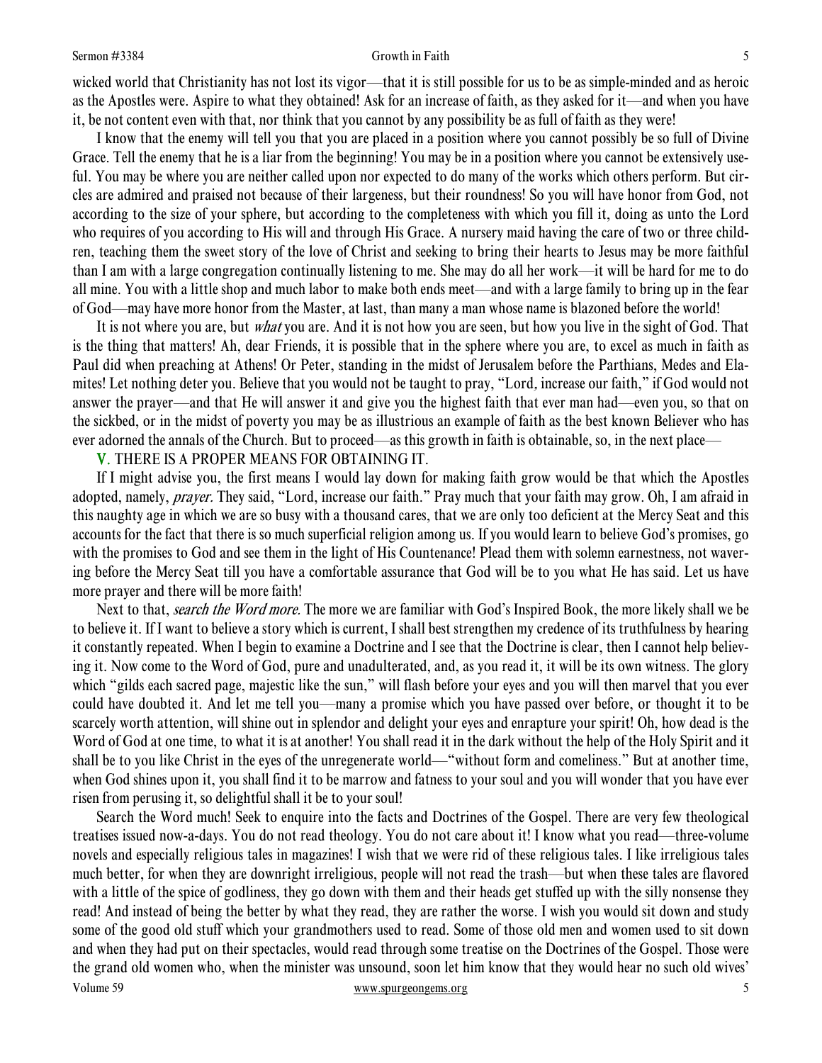wicked world that Christianity has not lost its vigor—that it is still possible for us to be as simple-minded and as heroic as the Apostles were. Aspire to what they obtained! Ask for an increase of faith, as they asked for it—and when you have it, be not content even with that, nor think that you cannot by any possibility be as full of faith as they were!

I know that the enemy will tell you that you are placed in a position where you cannot possibly be so full of Divine Grace. Tell the enemy that he is a liar from the beginning! You may be in a position where you cannot be extensively useful. You may be where you are neither called upon nor expected to do many of the works which others perform. But circles are admired and praised not because of their largeness, but their roundness! So you will have honor from God, not according to the size of your sphere, but according to the completeness with which you fill it, doing as unto the Lord who requires of you according to His will and through His Grace. A nursery maid having the care of two or three children, teaching them the sweet story of the love of Christ and seeking to bring their hearts to Jesus may be more faithful than I am with a large congregation continually listening to me. She may do all her work—it will be hard for me to do all mine. You with a little shop and much labor to make both ends meet—and with a large family to bring up in the fear of God—may have more honor from the Master, at last, than many a man whose name is blazoned before the world!

It is not where you are, but *what* you are. And it is not how you are seen, but how you live in the sight of God. That is the thing that matters! Ah, dear Friends, it is possible that in the sphere where you are, to excel as much in faith as Paul did when preaching at Athens! Or Peter, standing in the midst of Jerusalem before the Parthians, Medes and Elamites! Let nothing deter you. Believe that you would not be taught to pray, "Lord, increase our faith," if God would not answer the prayer—and that He will answer it and give you the highest faith that ever man had—even you, so that on the sickbed, or in the midst of poverty you may be as illustrious an example of faith as the best known Believer who has ever adorned the annals of the Church. But to proceed—as this growth in faith is obtainable, so, in the next place—

**V**. THERE IS A PROPER MEANS FOR OBTAINING IT.

If I might advise you, the first means I would lay down for making faith grow would be that which the Apostles adopted, namely, *prayer.* They said, "Lord, increase our faith." Pray much that your faith may grow. Oh, I am afraid in this naughty age in which we are so busy with a thousand cares, that we are only too deficient at the Mercy Seat and this accounts for the fact that there is so much superficial religion among us. If you would learn to believe God's promises, go with the promises to God and see them in the light of His Countenance! Plead them with solemn earnestness, not wavering before the Mercy Seat till you have a comfortable assurance that God will be to you what He has said. Let us have more prayer and there will be more faith!

Next to that, *search the Word more.* The more we are familiar with God's Inspired Book, the more likely shall we be to believe it. If I want to believe a story which is current, I shall best strengthen my credence of its truthfulness by hearing it constantly repeated. When I begin to examine a Doctrine and I see that the Doctrine is clear, then I cannot help believing it. Now come to the Word of God, pure and unadulterated, and, as you read it, it will be its own witness. The glory which "gilds each sacred page, majestic like the sun," will flash before your eyes and you will then marvel that you ever could have doubted it. And let me tell you—many a promise which you have passed over before, or thought it to be scarcely worth attention, will shine out in splendor and delight your eyes and enrapture your spirit! Oh, how dead is the Word of God at one time, to what it is at another! You shall read it in the dark without the help of the Holy Spirit and it shall be to you like Christ in the eyes of the unregenerate world—"without form and comeliness." But at another time, when God shines upon it, you shall find it to be marrow and fatness to your soul and you will wonder that you have ever risen from perusing it, so delightful shall it be to your soul!

Search the Word much! Seek to enquire into the facts and Doctrines of the Gospel. There are very few theological treatises issued now-a-days. You do not read theology. You do not care about it! I know what you read—three-volume novels and especially religious tales in magazines! I wish that we were rid of these religious tales. I like irreligious tales much better, for when they are downright irreligious, people will not read the trash—but when these tales are flavored with a little of the spice of godliness, they go down with them and their heads get stuffed up with the silly nonsense they read! And instead of being the better by what they read, they are rather the worse. I wish you would sit down and study some of the good old stuff which your grandmothers used to read. Some of those old men and women used to sit down and when they had put on their spectacles, would read through some treatise on the Doctrines of the Gospel. Those were the grand old women who, when the minister was unsound, soon let him know that they would hear no such old wives'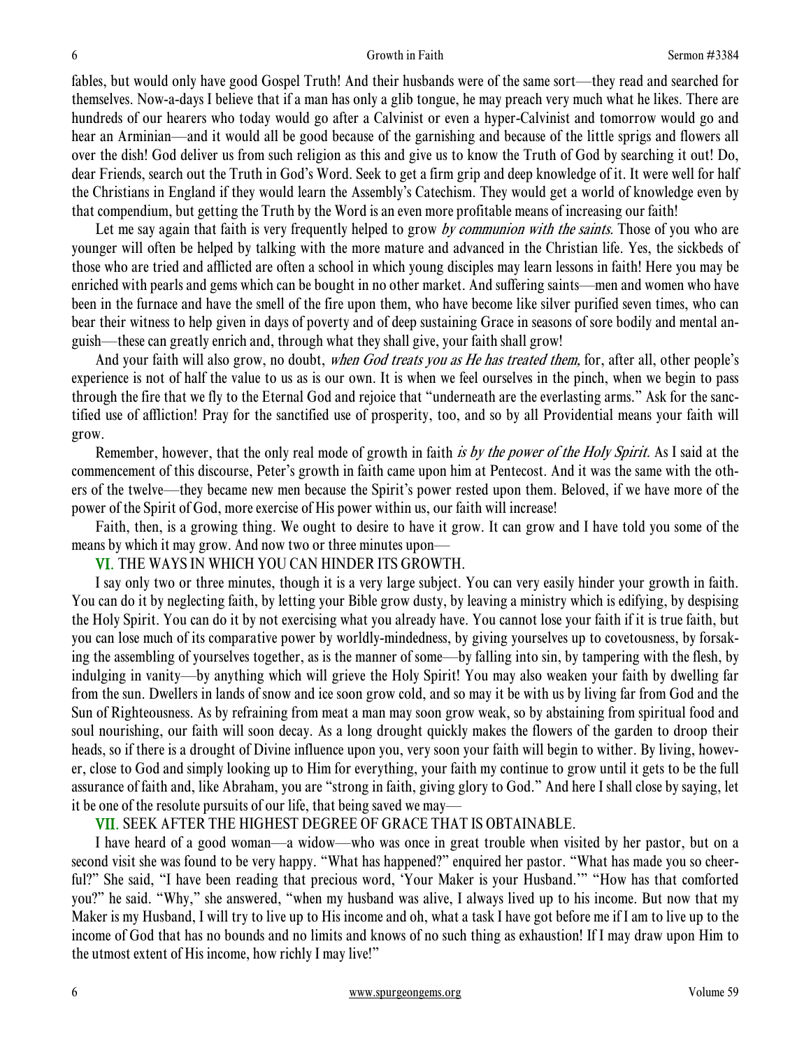fables, but would only have good Gospel Truth! And their husbands were of the same sort—they read and searched for themselves. Now-a-days I believe that if a man has only a glib tongue, he may preach very much what he likes. There are hundreds of our hearers who today would go after a Calvinist or even a hyper-Calvinist and tomorrow would go and hear an Arminian—and it would all be good because of the garnishing and because of the little sprigs and flowers all over the dish! God deliver us from such religion as this and give us to know the Truth of God by searching it out! Do, dear Friends, search out the Truth in God's Word. Seek to get a firm grip and deep knowledge of it. It were well for half the Christians in England if they would learn the Assembly's Catechism. They would get a world of knowledge even by that compendium, but getting the Truth by the Word is an even more profitable means of increasing our faith!

Let me say again that faith is very frequently helped to grow *by communion with the saints.* Those of you who are younger will often be helped by talking with the more mature and advanced in the Christian life. Yes, the sickbeds of those who are tried and afflicted are often a school in which young disciples may learn lessons in faith! Here you may be enriched with pearls and gems which can be bought in no other market. And suffering saints—men and women who have been in the furnace and have the smell of the fire upon them, who have become like silver purified seven times, who can bear their witness to help given in days of poverty and of deep sustaining Grace in seasons of sore bodily and mental anguish—these can greatly enrich and, through what they shall give, your faith shall grow!

And your faith will also grow, no doubt, *when God treats you as He has treated them,* for, after all, other people's experience is not of half the value to us as is our own. It is when we feel ourselves in the pinch, when we begin to pass through the fire that we fly to the Eternal God and rejoice that "underneath are the everlasting arms." Ask for the sanctified use of affliction! Pray for the sanctified use of prosperity, too, and so by all Providential means your faith will grow.

Remember, however, that the only real mode of growth in faith *is by the power of the Holy Spirit.* As I said at the commencement of this discourse, Peter's growth in faith came upon him at Pentecost. And it was the same with the others of the twelve—they became new men because the Spirit's power rested upon them. Beloved, if we have more of the power of the Spirit of God, more exercise of His power within us, our faith will increase!

Faith, then, is a growing thing. We ought to desire to have it grow. It can grow and I have told you some of the means by which it may grow. And now two or three minutes upon—

VI. THE WAYS IN WHICH YOU CAN HINDER ITS GROWTH.

I say only two or three minutes, though it is a very large subject. You can very easily hinder your growth in faith. You can do it by neglecting faith, by letting your Bible grow dusty, by leaving a ministry which is edifying, by despising the Holy Spirit. You can do it by not exercising what you already have. You cannot lose your faith if it is true faith, but you can lose much of its comparative power by worldly-mindedness, by giving yourselves up to covetousness, by forsaking the assembling of yourselves together, as is the manner of some—by falling into sin, by tampering with the flesh, by indulging in vanity—by anything which will grieve the Holy Spirit! You may also weaken your faith by dwelling far from the sun. Dwellers in lands of snow and ice soon grow cold, and so may it be with us by living far from God and the Sun of Righteousness. As by refraining from meat a man may soon grow weak, so by abstaining from spiritual food and soul nourishing, our faith will soon decay. As a long drought quickly makes the flowers of the garden to droop their heads, so if there is a drought of Divine influence upon you, very soon your faith will begin to wither. By living, however, close to God and simply looking up to Him for everything, your faith my continue to grow until it gets to be the full assurance of faith and, like Abraham, you are "strong in faith, giving glory to God." And here I shall close by saying, let it be one of the resolute pursuits of our life, that being saved we may—

VII. SEEK AFTER THE HIGHEST DEGREE OF GRACE THAT IS OBTAINABLE.

I have heard of a good woman—a widow—who was once in great trouble when visited by her pastor, but on a second visit she was found to be very happy. "What has happened?" enquired her pastor. "What has made you so cheerful?" She said, "I have been reading that precious word, 'Your Maker is your Husband.'" "How has that comforted you?" he said. "Why," she answered, "when my husband was alive, I always lived up to his income. But now that my Maker is my Husband, I will try to live up to His income and oh, what a task I have got before me if I am to live up to the income of God that has no bounds and no limits and knows of no such thing as exhaustion! If I may draw upon Him to the utmost extent of His income, how richly I may live!"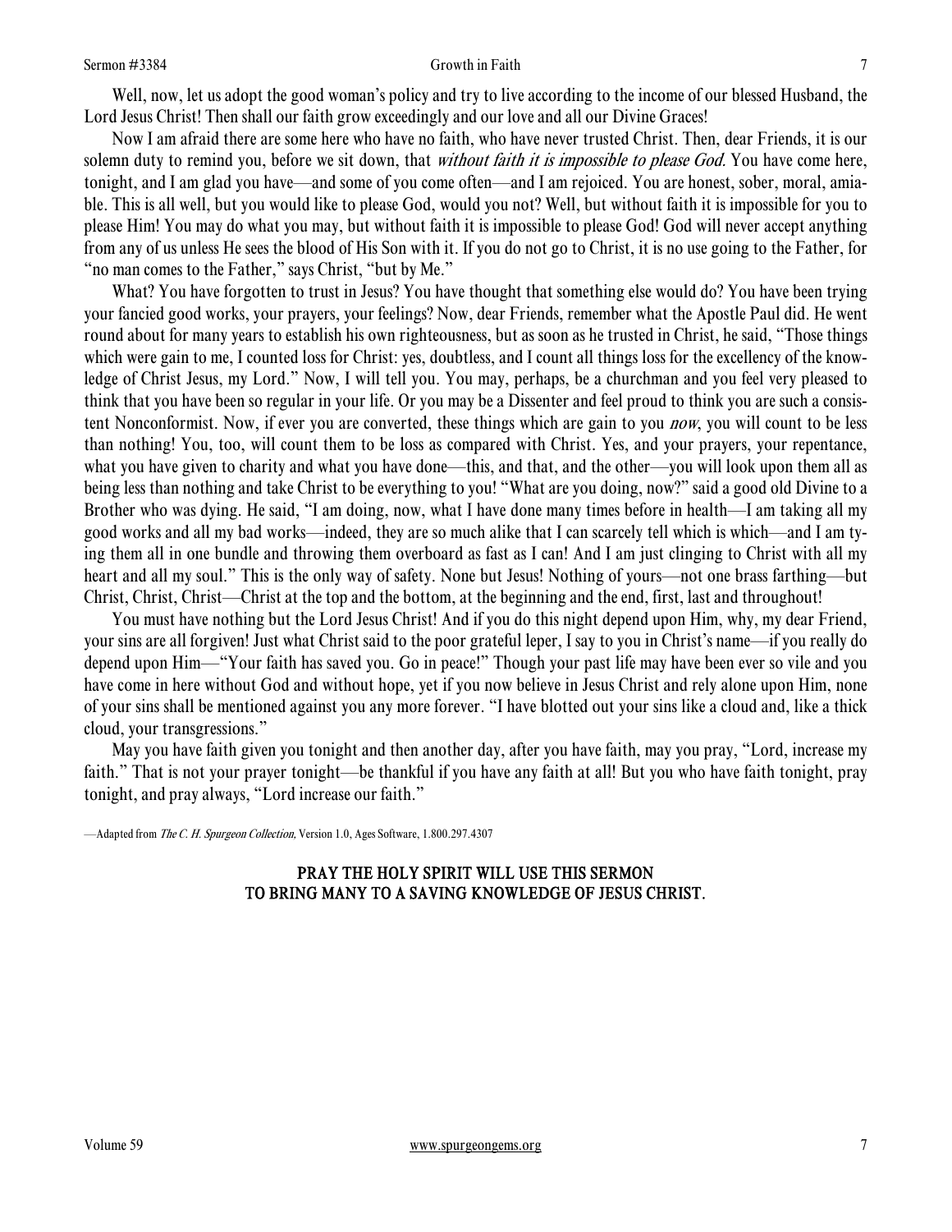Well, now, let us adopt the good woman's policy and try to live according to the income of our blessed Husband, the Lord Jesus Christ! Then shall our faith grow exceedingly and our love and all our Divine Graces!

Now I am afraid there are some here who have no faith, who have never trusted Christ. Then, dear Friends, it is our solemn duty to remind you, before we sit down, that *without faith it is impossible to please God*. You have come here, tonight, and I am glad you have—and some of you come often—and I am rejoiced. You are honest, sober, moral, amiable. This is all well, but you would like to please God, would you not? Well, but without faith it is impossible for you to please Him! You may do what you may, but without faith it is impossible to please God! God will never accept anything from any of us unless He sees the blood of His Son with it. If you do not go to Christ, it is no use going to the Father, for "no man comes to the Father," says Christ, "but by Me."

What? You have forgotten to trust in Jesus? You have thought that something else would do? You have been trying your fancied good works, your prayers, your feelings? Now, dear Friends, remember what the Apostle Paul did. He went round about for many years to establish his own righteousness, but as soon as he trusted in Christ, he said, "Those things which were gain to me, I counted loss for Christ: yes, doubtless, and I count all things loss for the excellency of the knowledge of Christ Jesus, my Lord." Now, I will tell you. You may, perhaps, be a churchman and you feel very pleased to think that you have been so regular in your life. Or you may be a Dissenter and feel proud to think you are such a consistent Nonconformist. Now, if ever you are converted, these things which are gain to you *now*, you will count to be less than nothing! You, too, will count them to be loss as compared with Christ. Yes, and your prayers, your repentance, what you have given to charity and what you have done—this, and that, and the other—you will look upon them all as being less than nothing and take Christ to be everything to you! "What are you doing, now?" said a good old Divine to a Brother who was dying. He said, "I am doing, now, what I have done many times before in health—I am taking all my good works and all my bad works—indeed, they are so much alike that I can scarcely tell which is which—and I am tying them all in one bundle and throwing them overboard as fast as I can! And I am just clinging to Christ with all my heart and all my soul." This is the only way of safety. None but Jesus! Nothing of yours—not one brass farthing—but Christ, Christ, Christ—Christ at the top and the bottom, at the beginning and the end, first, last and throughout!

You must have nothing but the Lord Jesus Christ! And if you do this night depend upon Him, why, my dear Friend, your sins are all forgiven! Just what Christ said to the poor grateful leper, I say to you in Christ's name—if you really do depend upon Him—"Your faith has saved you. Go in peace!" Though your past life may have been ever so vile and you have come in here without God and without hope, yet if you now believe in Jesus Christ and rely alone upon Him, none of your sins shall be mentioned against you any more forever. "I have blotted out your sins like a cloud and, like a thick cloud, your transgressions."

May you have faith given you tonight and then another day, after you have faith, may you pray, "Lord, increase my faith." That is not your prayer tonight—be thankful if you have any faith at all! But you who have faith tonight, pray tonight, and pray always, "Lord increase our faith."

—Adapted from *The C. H. Spurgeon Collection*, Version 1.0, Ages Software, 1.800.297.4307

**PRAY THE HOLY SPIRIT WILL USE THIS SERMON TO BRING MANY TO A SAVING KNOWLEDGE OF JESUS CHRIST.**